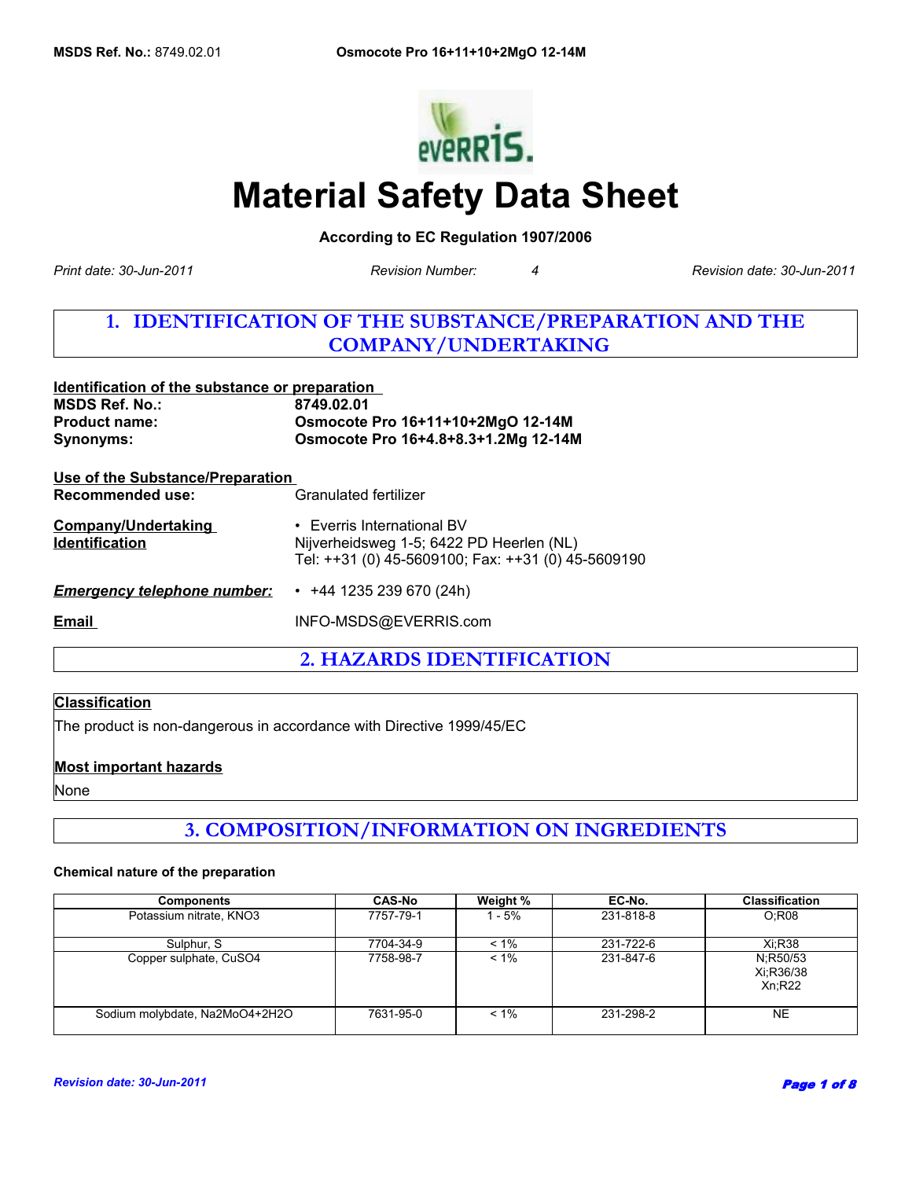# Material Safety Data Sheet

**According to EC Regulation 1907/2006**

*Print date: 30-Jun-2011* *Revision Number: 4* *Revision date: 30-Jun-2011*

## 1. IDENTIFICATION OF THE SUBSTANCE/PREPARATION AND THE COMPANY/UNDERTAKING

**Identification of the substance or preparation**

**MSDS Ref. No.:** **8749.02.01**
**Product name:** **Osmocote Pro 16+11+10+2MgO 12-14M**
**Synonyms:** **Osmocote Pro 16+4.8+8.3+1.2Mg 12-14M**

**Use of the Substance/Preparation**

**Recommended use:** Granulated fertilizer

**Company/Undertaking Identification**
- Everris International BV
Nijverheidsweg 1-5; 6422 PD Heerlen (NL)
Tel: ++31 (0) 45-5609100; Fax: ++31 (0) 45-5609190

***Emergency telephone number:***
- +44 1235 239 670 (24h)

**Email** INFO-MSDS@EVERRIS.com

## 2. HAZARDS IDENTIFICATION

**Classification**

The product is non-dangerous in accordance with Directive 1999/45/EC

**Most important hazards**

None

## 3. COMPOSITION/INFORMATION ON INGREDIENTS

**Chemical nature of the preparation**

| Components | CAS-No | Weight % | EC-No. | Classification |
|---|---|---|---|---|
| Potassium nitrate, $KNO_3$ | 7757-79-1 | 1 - 5% | 231-818-8 | O;R08 |
| Sulphur, S | 7704-34-9 | < 1% | 231-722-6 | Xi;R38 |
| Copper sulphate, $CuSO_4$ | 7758-98-7 | < 1% | 231-847-6 | N;R50/53 Xi;R36/38 Xn;R22 |
| Sodium molybdate, $Na_2MoO_4{+}2H_2O$ | 7631-95-0 | < 1% | 231-298-2 | NE |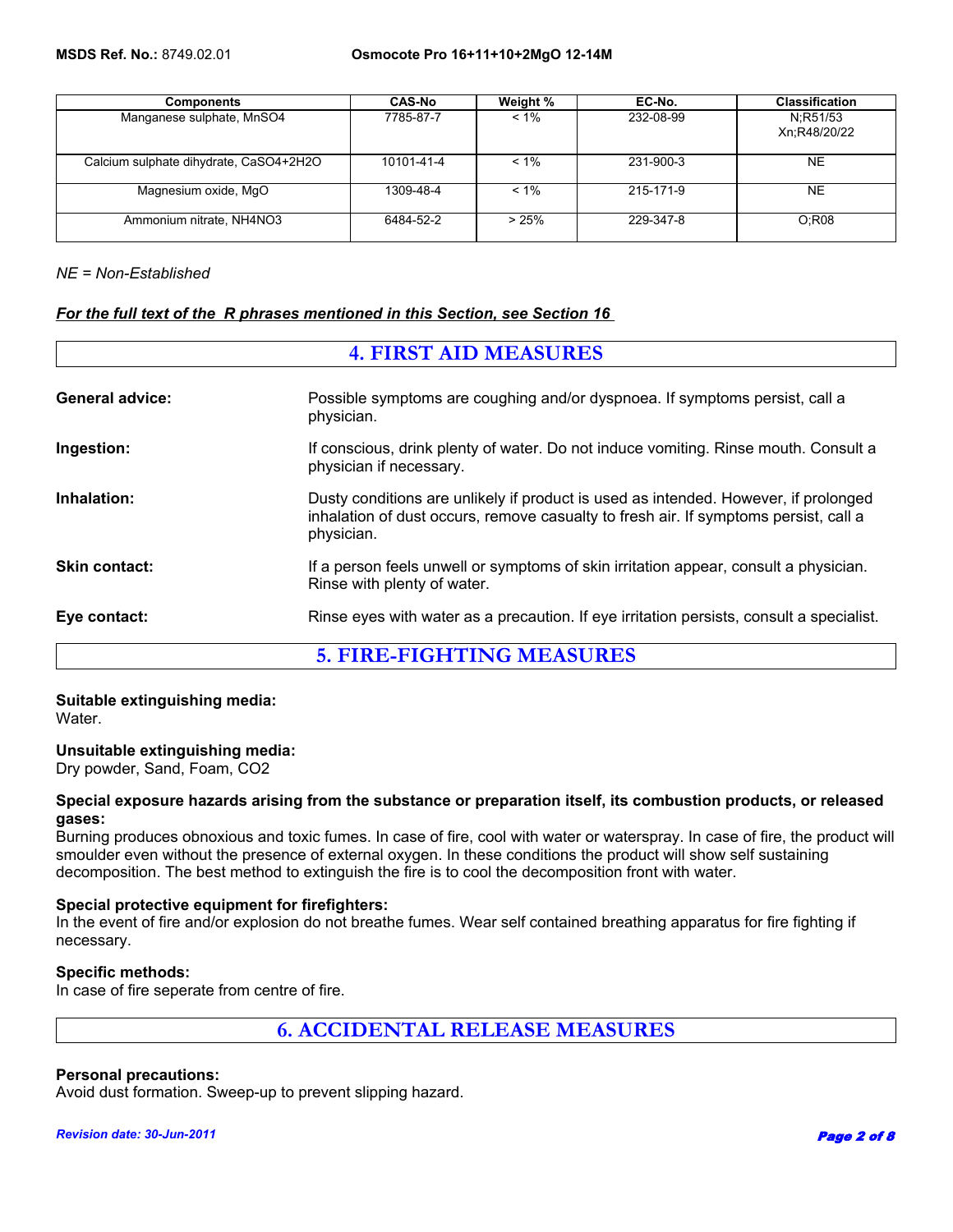| Components | CAS-No | Weight % | EC-No. | Classification |
| --- | --- | --- | --- | --- |
| Manganese sulphate, $MnSO_4$ | 7785-87-7 | < 1% | 232-08-99 | N;R51/53 Xn;R48/20/22 |
| Calcium sulphate dihydrate, $CaSO_4$+$2H_2O$ | 10101-41-4 | < 1% | 231-900-3 | NE |
| Magnesium oxide, MgO | 1309-48-4 | < 1% | 215-171-9 | NE |
| Ammonium nitrate, $NH_4NO_3$ | 6484-52-2 | > 25% | 229-347-8 | O;R08 |

*NE = Non-Established*

***For the full text of the R phrases mentioned in this Section, see Section 16***

## 4. FIRST AID MEASURES

**General advice:** Possible symptoms are coughing and/or dyspnoea. If symptoms persist, call a physician.

**Ingestion:** If conscious, drink plenty of water. Do not induce vomiting. Rinse mouth. Consult a physician if necessary.

**Inhalation:** Dusty conditions are unlikely if product is used as intended. However, if prolonged inhalation of dust occurs, remove casualty to fresh air. If symptoms persist, call a physician.

**Skin contact:** If a person feels unwell or symptoms of skin irritation appear, consult a physician. Rinse with plenty of water.

**Eye contact:** Rinse eyes with water as a precaution. If eye irritation persists, consult a specialist.

## 5. FIRE-FIGHTING MEASURES

**Suitable extinguishing media:**
Water.

**Unsuitable extinguishing media:**
Dry powder, Sand, Foam, $CO_2$

**Special exposure hazards arising from the substance or preparation itself, its combustion products, or released gases:**
Burning produces obnoxious and toxic fumes. In case of fire, cool with water or waterspray. In case of fire, the product will smoulder even without the presence of external oxygen. In these conditions the product will show self sustaining decomposition. The best method to extinguish the fire is to cool the decomposition front with water.

**Special protective equipment for firefighters:**
In the event of fire and/or explosion do not breathe fumes. Wear self contained breathing apparatus for fire fighting if necessary.

**Specific methods:**
In case of fire seperate from centre of fire.

## 6. ACCIDENTAL RELEASE MEASURES

**Personal precautions:**
Avoid dust formation. Sweep-up to prevent slipping hazard.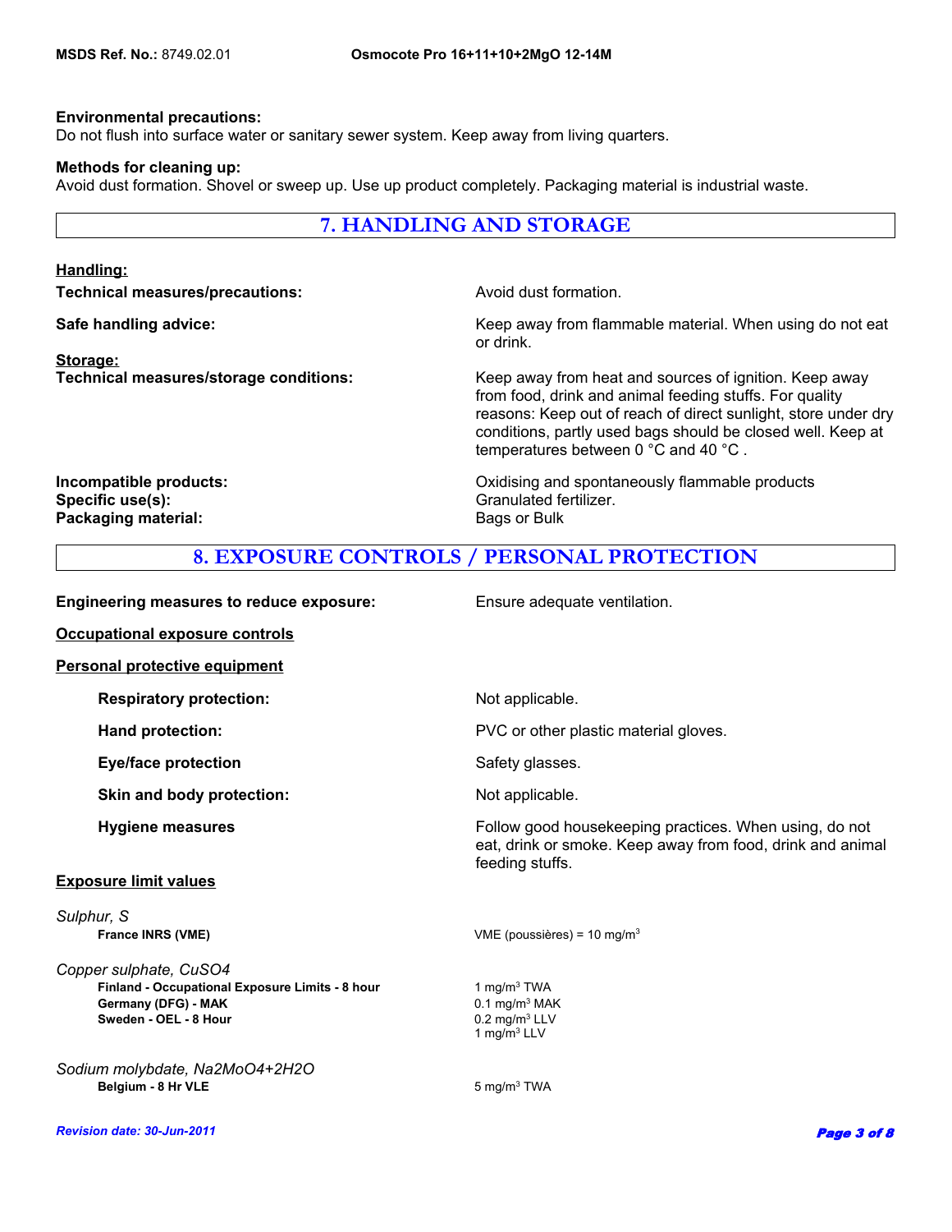**Environmental precautions:**
Do not flush into surface water or sanitary sewer system. Keep away from living quarters.

**Methods for cleaning up:**
Avoid dust formation. Shovel or sweep up. Use up product completely. Packaging material is industrial waste.

## 7. HANDLING AND STORAGE

**Handling:**

| | |
|---|---|
| **Technical measures/precautions:** | Avoid dust formation. |
| **Safe handling advice:** | Keep away from flammable material. When using do not eat or drink. |

**Storage:**

| | |
|---|---|
| **Technical measures/storage conditions:** | Keep away from heat and sources of ignition. Keep away from food, drink and animal feeding stuffs. For quality reasons: Keep out of reach of direct sunlight, store under dry conditions, partly used bags should be closed well. Keep at temperatures between 0 °C and 40 °C . |
| **Incompatible products:** | Oxidising and spontaneously flammable products |
| **Specific use(s):** | Granulated fertilizer. |
| **Packaging material:** | Bags or Bulk |

## 8. EXPOSURE CONTROLS / PERSONAL PROTECTION

| | |
|---|---|
| **Engineering measures to reduce exposure:** | Ensure adequate ventilation. |

**Occupational exposure controls**

**Personal protective equipment**

| | |
|---|---|
| **Respiratory protection:** | Not applicable. |
| **Hand protection:** | PVC or other plastic material gloves. |
| **Eye/face protection** | Safety glasses. |
| **Skin and body protection:** | Not applicable. |
| **Hygiene measures** | Follow good housekeeping practices. When using, do not eat, drink or smoke. Keep away from food, drink and animal feeding stuffs. |

**Exposure limit values**

*Sulphur, S*

| | |
|---|---|
| **France INRS (VME)** | VME (poussières) = 10 mg/m³ |

*Copper sulphate, CuSO4*

| | |
|---|---|
| **Finland - Occupational Exposure Limits - 8 hour** | 1 mg/m³ TWA |
| **Germany (DFG) - MAK** | 0.1 mg/m³ MAK |
| **Sweden - OEL - 8 Hour** | 0.2 mg/m³ LLV |
| | 1 mg/m³ LLV |

*Sodium molybdate, Na2MoO4+2H2O*

| | |
|---|---|
| **Belgium - 8 Hr VLE** | 5 mg/m³ TWA |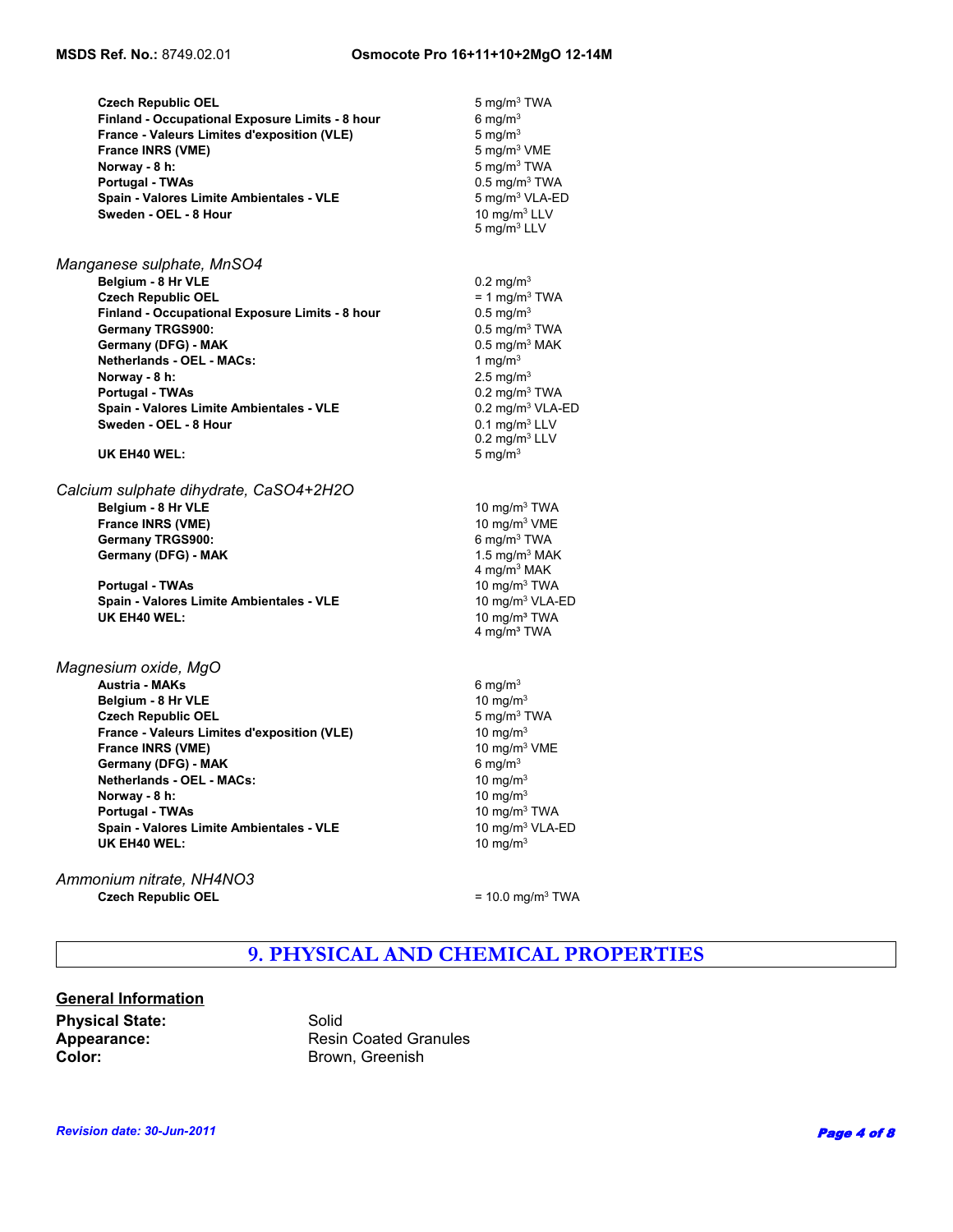| | |
|---|---|
| **Czech Republic OEL** | 5 mg/m$^3$ TWA |
| **Finland - Occupational Exposure Limits - 8 hour** | 6 mg/m$^3$ |
| **France - Valeurs Limites d'exposition (VLE)** | 5 mg/m$^3$ |
| **France INRS (VME)** | 5 mg/m$^3$ VME |
| **Norway - 8 h:** | 5 mg/m$^3$ TWA |
| **Portugal - TWAs** | 0.5 mg/m$^3$ TWA |
| **Spain - Valores Limite Ambientales - VLE** | 5 mg/m$^3$ VLA-ED |
| **Sweden - OEL - 8 Hour** | 10 mg/m$^3$ LLV<br>5 mg/m$^3$ LLV |

*Manganese sulphate, MnSO4*

| | |
|---|---|
| **Belgium - 8 Hr VLE** | 0.2 mg/m$^3$ |
| **Czech Republic OEL** | = 1 mg/m$^3$ TWA |
| **Finland - Occupational Exposure Limits - 8 hour** | 0.5 mg/m$^3$ |
| **Germany TRGS900:** | 0.5 mg/m$^3$ TWA |
| **Germany (DFG) - MAK** | 0.5 mg/m$^3$ MAK |
| **Netherlands - OEL - MACs:** | 1 mg/m$^3$ |
| **Norway - 8 h:** | 2.5 mg/m$^3$ |
| **Portugal - TWAs** | 0.2 mg/m$^3$ TWA |
| **Spain - Valores Limite Ambientales - VLE** | 0.2 mg/m$^3$ VLA-ED |
| **Sweden - OEL - 8 Hour** | 0.1 mg/m$^3$ LLV<br>0.2 mg/m$^3$ LLV |
| **UK EH40 WEL:** | 5 mg/m$^3$ |

*Calcium sulphate dihydrate, CaSO4+2H2O*

| | |
|---|---|
| **Belgium - 8 Hr VLE** | 10 mg/m$^3$ TWA |
| **France INRS (VME)** | 10 mg/m$^3$ VME |
| **Germany TRGS900:** | 6 mg/m$^3$ TWA |
| **Germany (DFG) - MAK** | 1.5 mg/m$^3$ MAK<br>4 mg/m$^3$ MAK |
| **Portugal - TWAs** | 10 mg/m$^3$ TWA |
| **Spain - Valores Limite Ambientales - VLE** | 10 mg/m$^3$ VLA-ED |
| **UK EH40 WEL:** | 10 mg/m$^3$ TWA<br>4 mg/m$^3$ TWA |

*Magnesium oxide, MgO*

| | |
|---|---|
| **Austria - MAKs** | 6 mg/m$^3$ |
| **Belgium - 8 Hr VLE** | 10 mg/m$^3$ |
| **Czech Republic OEL** | 5 mg/m$^3$ TWA |
| **France - Valeurs Limites d'exposition (VLE)** | 10 mg/m$^3$ |
| **France INRS (VME)** | 10 mg/m$^3$ VME |
| **Germany (DFG) - MAK** | 6 mg/m$^3$ |
| **Netherlands - OEL - MACs:** | 10 mg/m$^3$ |
| **Norway - 8 h:** | 10 mg/m$^3$ |
| **Portugal - TWAs** | 10 mg/m$^3$ TWA |
| **Spain - Valores Limite Ambientales - VLE** | 10 mg/m$^3$ VLA-ED |
| **UK EH40 WEL:** | 10 mg/m$^3$ |

*Ammonium nitrate, NH4NO3*

| | |
|---|---|
| **Czech Republic OEL** | = 10.0 mg/m$^3$ TWA |

# 9. PHYSICAL AND CHEMICAL PROPERTIES

## General Information

**Physical State:** Solid
**Appearance:** Resin Coated Granules
**Color:** Brown, Greenish

*Revision date: 30-Jun-2011*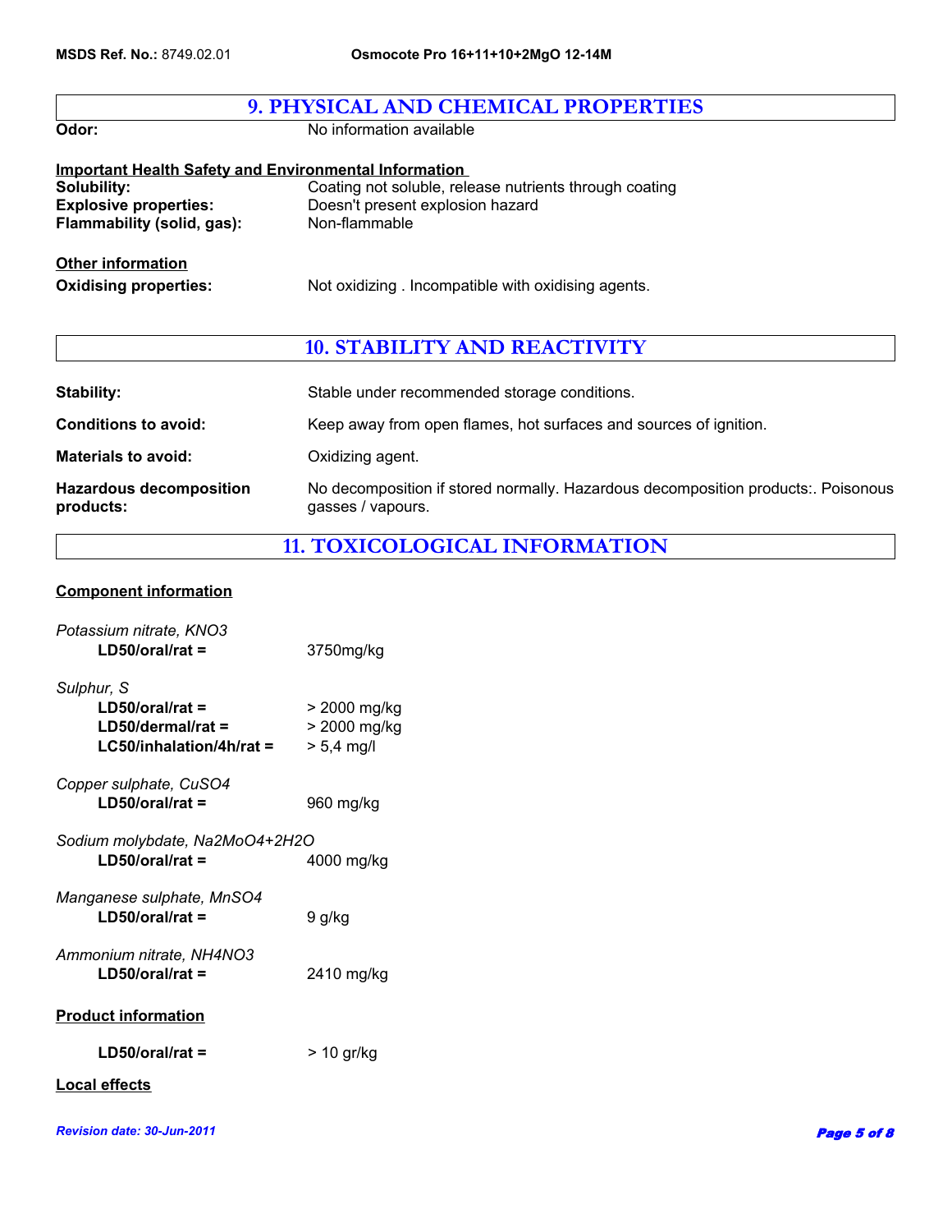## 9. PHYSICAL AND CHEMICAL PROPERTIES

**Odor:** No information available

**Important Health Safety and Environmental Information**

**Solubility:** Coating not soluble, release nutrients through coating
**Explosive properties:** Doesn't present explosion hazard
**Flammability (solid, gas):** Non-flammable

**Other information**

**Oxidising properties:** Not oxidizing . Incompatible with oxidising agents.

## 10. STABILITY AND REACTIVITY

**Stability:** Stable under recommended storage conditions.

**Conditions to avoid:** Keep away from open flames, hot surfaces and sources of ignition.

**Materials to avoid:** Oxidizing agent.

**Hazardous decomposition products:** No decomposition if stored normally. Hazardous decomposition products:. Poisonous gasses / vapours.

## 11. TOXICOLOGICAL INFORMATION

**Component information**

*Potassium nitrate, KNO3*
**LD50/oral/rat =** 3750mg/kg

*Sulphur, S*
**LD50/oral/rat =** > 2000 mg/kg
**LD50/dermal/rat =** > 2000 mg/kg
**LC50/inhalation/4h/rat =** > 5,4 mg/l

*Copper sulphate, CuSO4*
**LD50/oral/rat =** 960 mg/kg

*Sodium molybdate, Na2MoO4+2H2O*
**LD50/oral/rat =** 4000 mg/kg

*Manganese sulphate, MnSO4*
**LD50/oral/rat =** 9 g/kg

*Ammonium nitrate, NH4NO3*
**LD50/oral/rat =** 2410 mg/kg

**Product information**

**LD50/oral/rat =** > 10 gr/kg

**Local effects**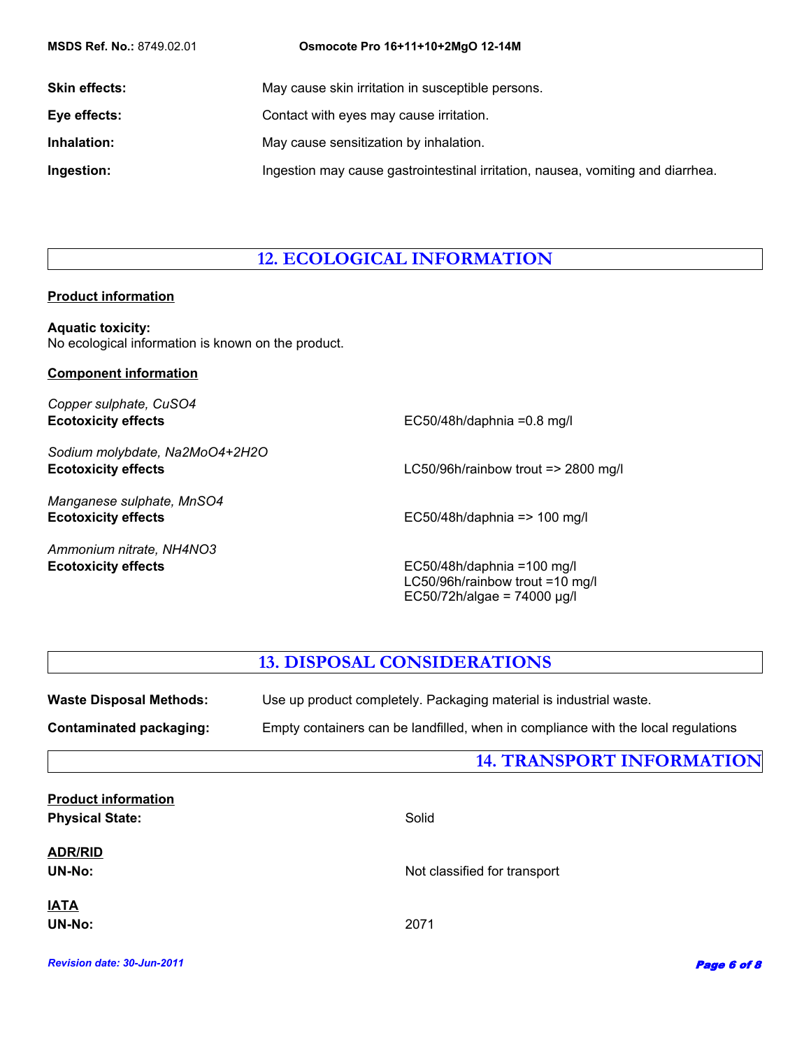**Skin effects:** May cause skin irritation in susceptible persons.

**Eye effects:** Contact with eyes may cause irritation.

**Inhalation:** May cause sensitization by inhalation.

**Ingestion:** Ingestion may cause gastrointestinal irritation, nausea, vomiting and diarrhea.

## 12. ECOLOGICAL INFORMATION

**Product information**

**Aquatic toxicity:**
No ecological information is known on the product.

**Component information**

*Copper sulphate, $CuSO_4$*
**Ecotoxicity effects** EC50/48h/daphnia =0.8 mg/l

*Sodium molybdate, $Na_2MoO_4+2H_2O$*
**Ecotoxicity effects** LC50/96h/rainbow trout => 2800 mg/l

*Manganese sulphate, $MnSO_4$*
**Ecotoxicity effects** EC50/48h/daphnia => 100 mg/l

*Ammonium nitrate, $NH_4NO_3$*
**Ecotoxicity effects** EC50/48h/daphnia =100 mg/l
LC50/96h/rainbow trout =10 mg/l
EC50/72h/algae = 74000 µg/l

## 13. DISPOSAL CONSIDERATIONS

**Waste Disposal Methods:** Use up product completely. Packaging material is industrial waste.

**Contaminated packaging:** Empty containers can be landfilled, when in compliance with the local regulations

## 14. TRANSPORT INFORMATION

**Product information**

**Physical State:** Solid

**ADR/RID**

**UN-No:** Not classified for transport

**IATA**

**UN-No:** 2071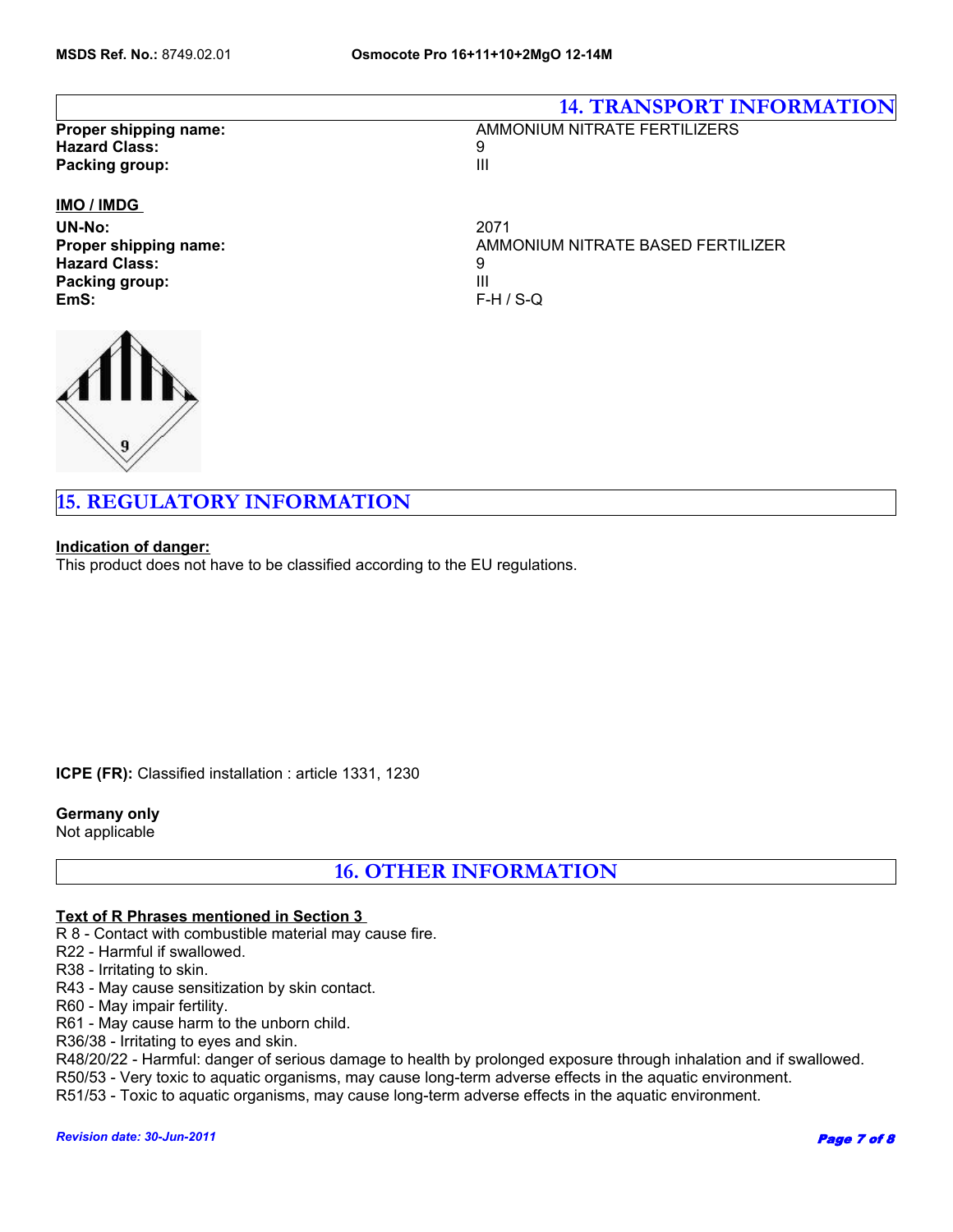## 14. TRANSPORT INFORMATION

**Proper shipping name:** AMMONIUM NITRATE FERTILIZERS
**Hazard Class:** 9
**Packing group:** III

**IMO / IMDG**

**UN-No:** 2071
**Proper shipping name:** AMMONIUM NITRATE BASED FERTILIZER
**Hazard Class:** 9
**Packing group:** III
**EmS:** F-H / S-Q

## 15. REGULATORY INFORMATION

**Indication of danger:**
This product does not have to be classified according to the EU regulations.

**ICPE (FR):** Classified installation : article 1331, 1230

**Germany only**
Not applicable

## 16. OTHER INFORMATION

**Text of R Phrases mentioned in Section 3**

R 8 - Contact with combustible material may cause fire.
R22 - Harmful if swallowed.
R38 - Irritating to skin.
R43 - May cause sensitization by skin contact.
R60 - May impair fertility.
R61 - May cause harm to the unborn child.
R36/38 - Irritating to eyes and skin.
R48/20/22 - Harmful: danger of serious damage to health by prolonged exposure through inhalation and if swallowed.
R50/53 - Very toxic to aquatic organisms, may cause long-term adverse effects in the aquatic environment.
R51/53 - Toxic to aquatic organisms, may cause long-term adverse effects in the aquatic environment.

*Revision date: 30-Jun-2011*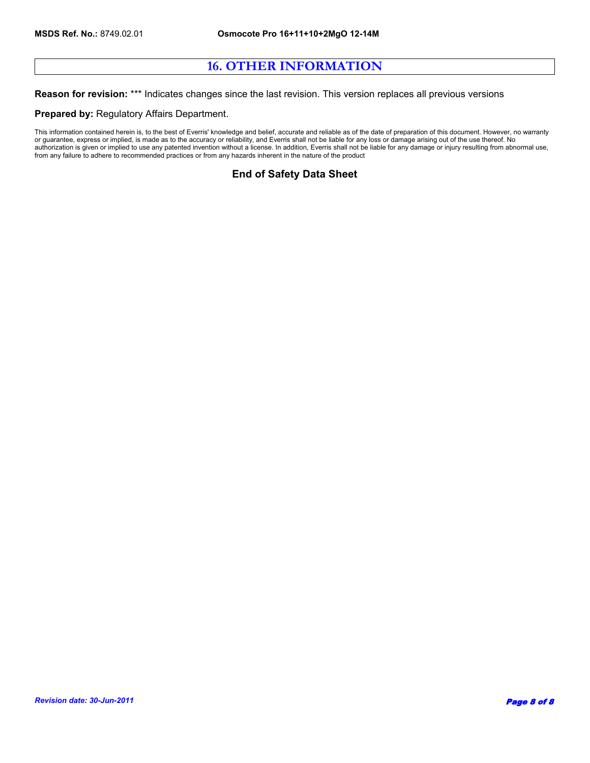## 16. OTHER INFORMATION

**Reason for revision:** *** Indicates changes since the last revision. This version replaces all previous versions

**Prepared by:** Regulatory Affairs Department.

This information contained herein is, to the best of Everris' knowledge and belief, accurate and reliable as of the date of preparation of this document. However, no warranty or guarantee, express or implied, is made as to the accuracy or reliability, and Everris shall not be liable for any loss or damage arising out of the use thereof. No authorization is given or implied to use any patented invention without a license. In addition, Everris shall not be liable for any damage or injury resulting from abnormal use, from any failure to adhere to recommended practices or from any hazards inherent in the nature of the product

**End of Safety Data Sheet**